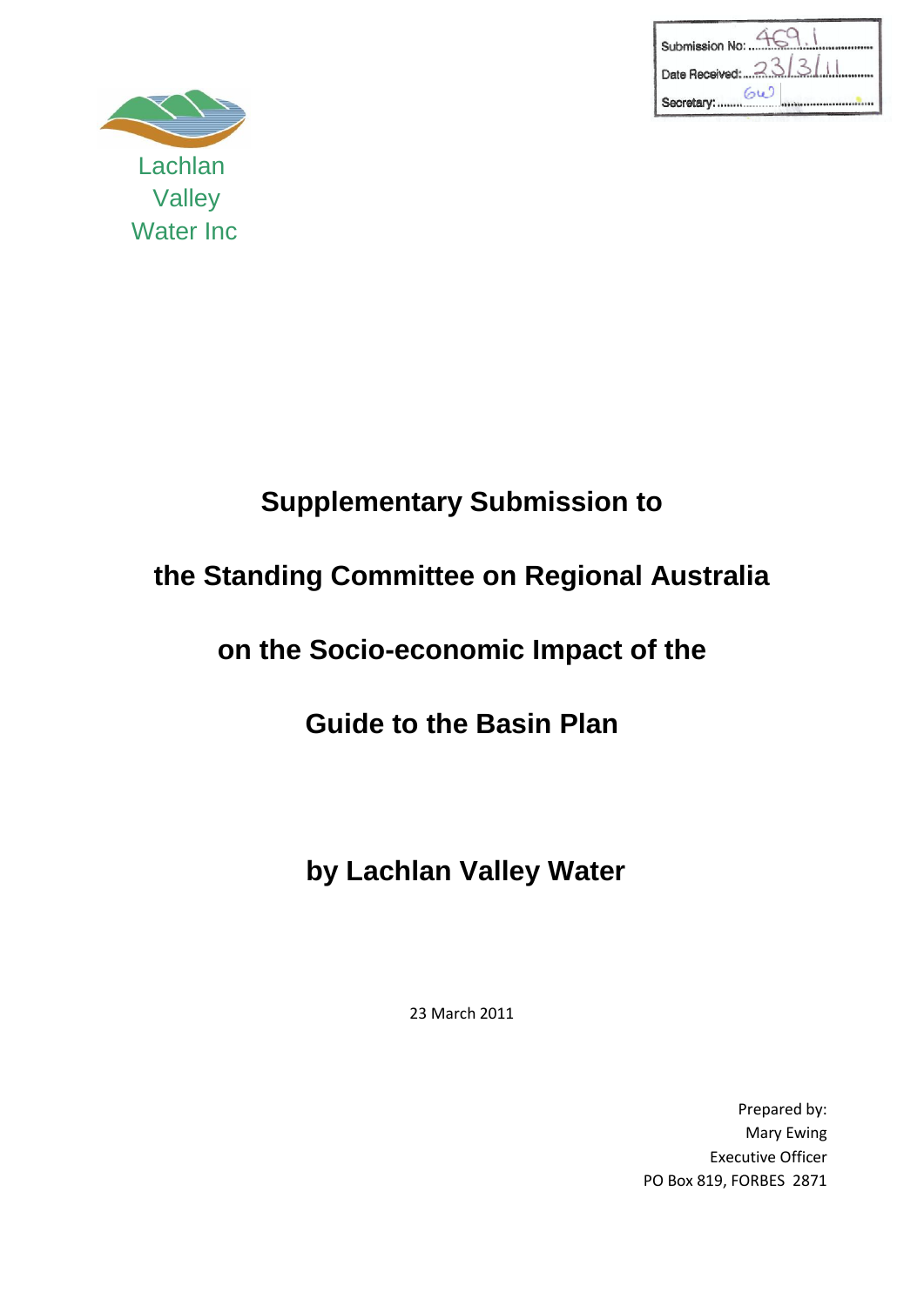Lachlan Valley Water Inc

| Submission No: 469.1 |
|---|
| Date Received: 23/3/11 |
| Secretary: GW |

# Supplementary Submission to

# the Standing Committee on Regional Australia

# on the Socio-economic Impact of the

# Guide to the Basin Plan

## by Lachlan Valley Water

23 March 2011

Prepared by:
Mary Ewing
Executive Officer
PO Box 819, FORBES 2871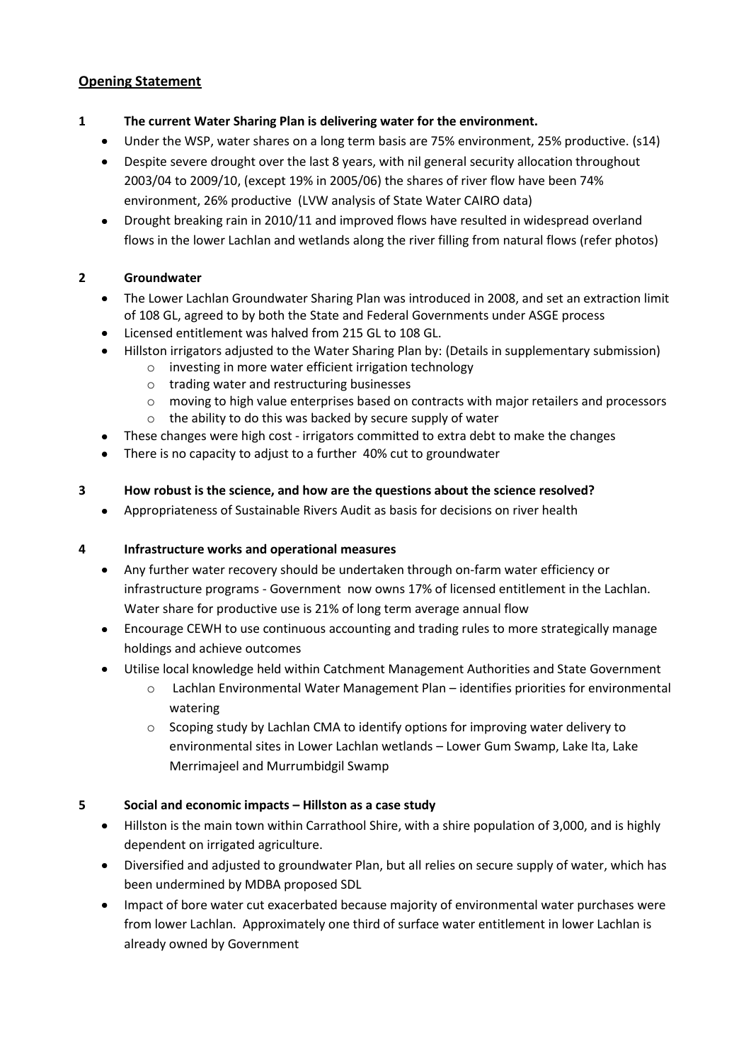## Opening Statement

**1 The current Water Sharing Plan is delivering water for the environment.**

- Under the WSP, water shares on a long term basis are 75% environment, 25% productive. (s14)
- Despite severe drought over the last 8 years, with nil general security allocation throughout 2003/04 to 2009/10, (except 19% in 2005/06) the shares of river flow have been 74% environment, 26% productive (LVW analysis of State Water CAIRO data)
- Drought breaking rain in 2010/11 and improved flows have resulted in widespread overland flows in the lower Lachlan and wetlands along the river filling from natural flows (refer photos)

**2 Groundwater**

- The Lower Lachlan Groundwater Sharing Plan was introduced in 2008, and set an extraction limit of 108 GL, agreed to by both the State and Federal Governments under ASGE process
- Licensed entitlement was halved from 215 GL to 108 GL.
- Hillston irrigators adjusted to the Water Sharing Plan by: (Details in supplementary submission)
  - investing in more water efficient irrigation technology
  - trading water and restructuring businesses
  - moving to high value enterprises based on contracts with major retailers and processors
  - the ability to do this was backed by secure supply of water
- These changes were high cost - irrigators committed to extra debt to make the changes
- There is no capacity to adjust to a further 40% cut to groundwater

**3 How robust is the science, and how are the questions about the science resolved?**

- Appropriateness of Sustainable Rivers Audit as basis for decisions on river health

**4 Infrastructure works and operational measures**

- Any further water recovery should be undertaken through on-farm water efficiency or infrastructure programs - Government now owns 17% of licensed entitlement in the Lachlan. Water share for productive use is 21% of long term average annual flow
- Encourage CEWH to use continuous accounting and trading rules to more strategically manage holdings and achieve outcomes
- Utilise local knowledge held within Catchment Management Authorities and State Government
  - Lachlan Environmental Water Management Plan – identifies priorities for environmental watering
  - Scoping study by Lachlan CMA to identify options for improving water delivery to environmental sites in Lower Lachlan wetlands – Lower Gum Swamp, Lake Ita, Lake Merrimajeel and Murrumbidgil Swamp

**5 Social and economic impacts – Hillston as a case study**

- Hillston is the main town within Carrathool Shire, with a shire population of 3,000, and is highly dependent on irrigated agriculture.
- Diversified and adjusted to groundwater Plan, but all relies on secure supply of water, which has been undermined by MDBA proposed SDL
- Impact of bore water cut exacerbated because majority of environmental water purchases were from lower Lachlan. Approximately one third of surface water entitlement in lower Lachlan is already owned by Government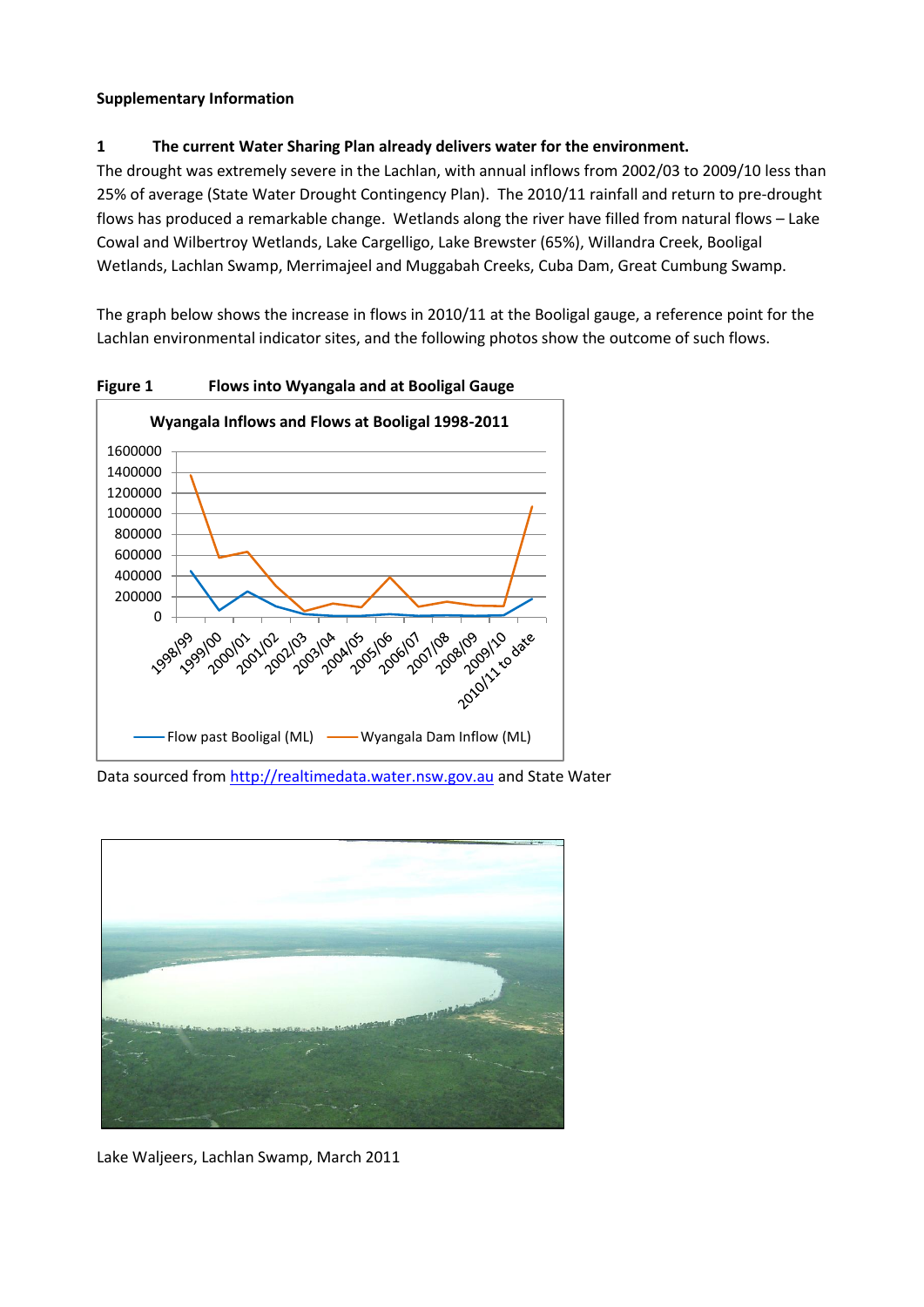**Supplementary Information**

**1 The current Water Sharing Plan already delivers water for the environment.**

The drought was extremely severe in the Lachlan, with annual inflows from 2002/03 to 2009/10 less than 25% of average (State Water Drought Contingency Plan). The 2010/11 rainfall and return to pre-drought flows has produced a remarkable change. Wetlands along the river have filled from natural flows – Lake Cowal and Wilbertroy Wetlands, Lake Cargelligo, Lake Brewster (65%), Willandra Creek, Booligal Wetlands, Lachlan Swamp, Merrimajeel and Muggabah Creeks, Cuba Dam, Great Cumbung Swamp.

The graph below shows the increase in flows in 2010/11 at the Booligal gauge, a reference point for the Lachlan environmental indicator sites, and the following photos show the outcome of such flows.

**Figure 1 Flows into Wyangala and at Booligal Gauge**

Data sourced from http://realtimedata.water.nsw.gov.au and State Water

Lake Waljeers, Lachlan Swamp, March 2011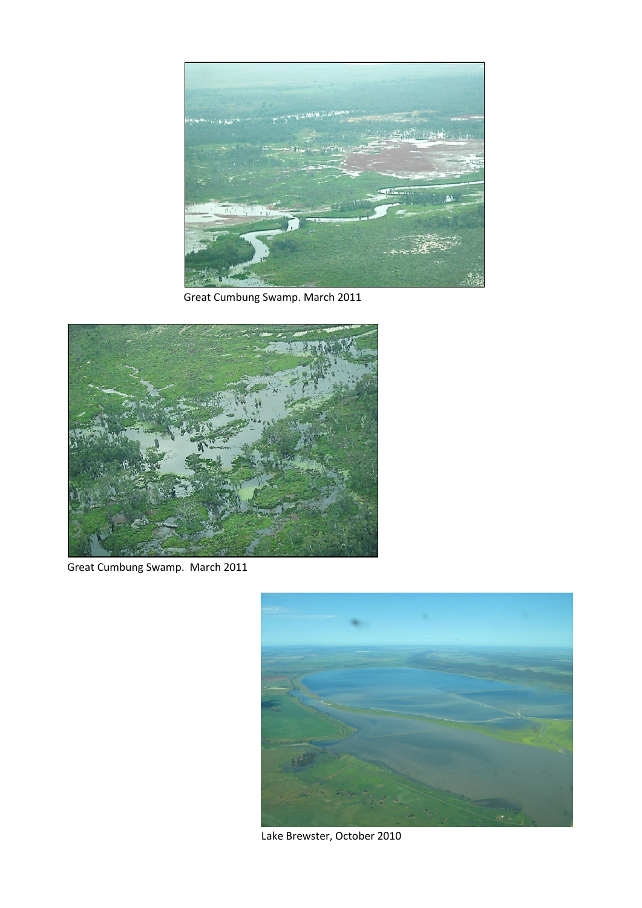Great Cumbung Swamp. March 2011

Great Cumbung Swamp. March 2011

Lake Brewster, October 2010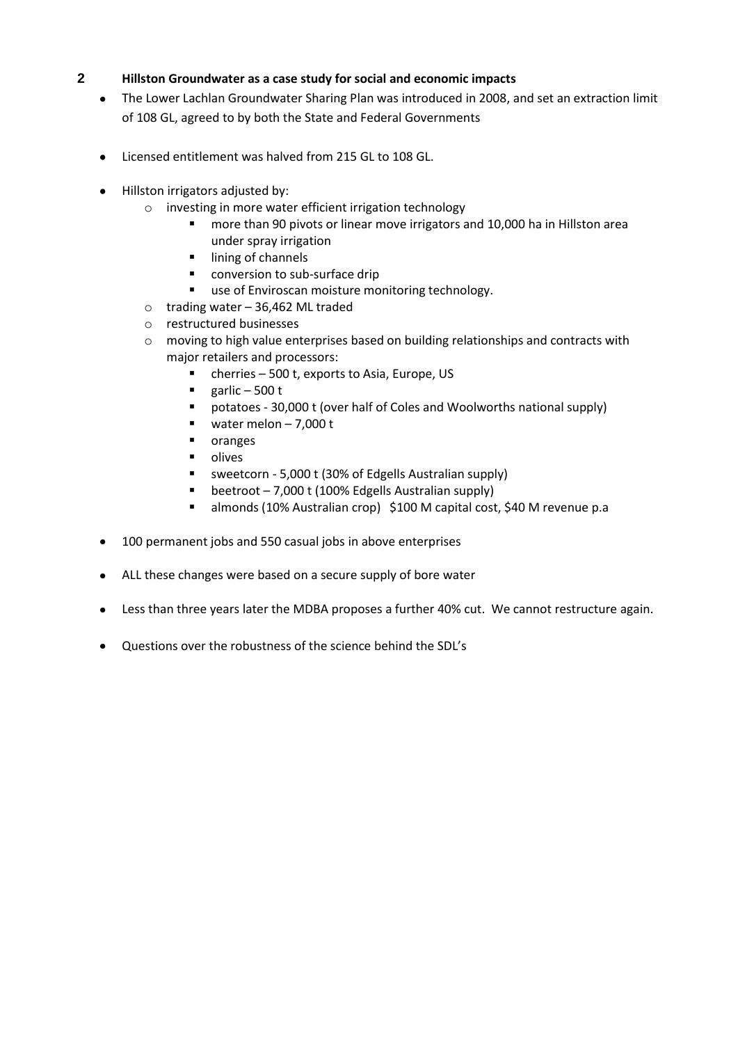## 2 Hillston Groundwater as a case study for social and economic impacts

- The Lower Lachlan Groundwater Sharing Plan was introduced in 2008, and set an extraction limit of 108 GL, agreed to by both the State and Federal Governments
- Licensed entitlement was halved from 215 GL to 108 GL.
- Hillston irrigators adjusted by:
  - investing in more water efficient irrigation technology
    - more than 90 pivots or linear move irrigators and 10,000 ha in Hillston area under spray irrigation
    - lining of channels
    - conversion to sub-surface drip
    - use of Enviroscan moisture monitoring technology.
  - trading water – 36,462 ML traded
  - restructured businesses
  - moving to high value enterprises based on building relationships and contracts with major retailers and processors:
    - cherries – 500 t, exports to Asia, Europe, US
    - garlic – 500 t
    - potatoes - 30,000 t (over half of Coles and Woolworths national supply)
    - water melon – 7,000 t
    - oranges
    - olives
    - sweetcorn - 5,000 t (30% of Edgells Australian supply)
    - beetroot – 7,000 t (100% Edgells Australian supply)
    - almonds (10% Australian crop) $100 M capital cost, $40 M revenue p.a
- 100 permanent jobs and 550 casual jobs in above enterprises
- ALL these changes were based on a secure supply of bore water
- Less than three years later the MDBA proposes a further 40% cut. We cannot restructure again.
- Questions over the robustness of the science behind the SDL's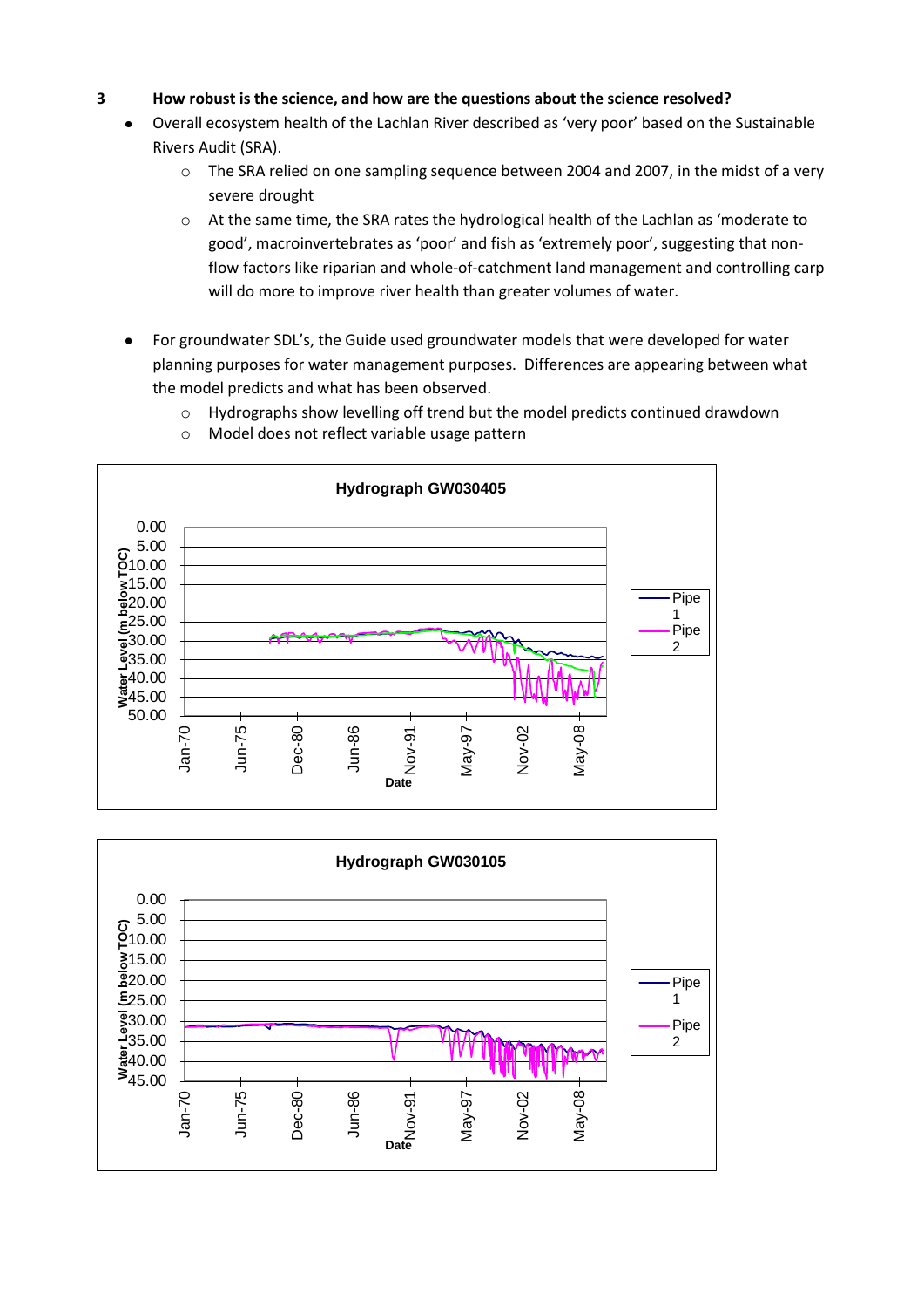## 3 How robust is the science, and how are the questions about the science resolved?

- Overall ecosystem health of the Lachlan River described as 'very poor' based on the Sustainable Rivers Audit (SRA).
  - The SRA relied on one sampling sequence between 2004 and 2007, in the midst of a very severe drought
  - At the same time, the SRA rates the hydrological health of the Lachlan as 'moderate to good', macroinvertebrates as 'poor' and fish as 'extremely poor', suggesting that non-flow factors like riparian and whole-of-catchment land management and controlling carp will do more to improve river health than greater volumes of water.

- For groundwater SDL's, the Guide used groundwater models that were developed for water planning purposes for water management purposes. Differences are appearing between what the model predicts and what has been observed.
  - Hydrographs show levelling off trend but the model predicts continued drawdown
  - Model does not reflect variable usage pattern

Hydrograph GW030405

Water Level (m below TOC)

0.00
5.00
10.00
15.00
20.00
25.00
30.00
35.00
40.00
45.00
50.00

Jan-70
Jun-75
Dec-80
Jun-86
Nov-91
May-97
Nov-02
May-08

Date

Pipe 1
Pipe 2

Hydrograph GW030105

Water Level (m below TOC)

0.00
5.00
10.00
15.00
20.00
25.00
30.00
35.00
40.00
45.00

Jan-70
Jun-75
Dec-80
Jun-86
Nov-91
May-97
Nov-02
May-08

Date

Pipe 1
Pipe 2